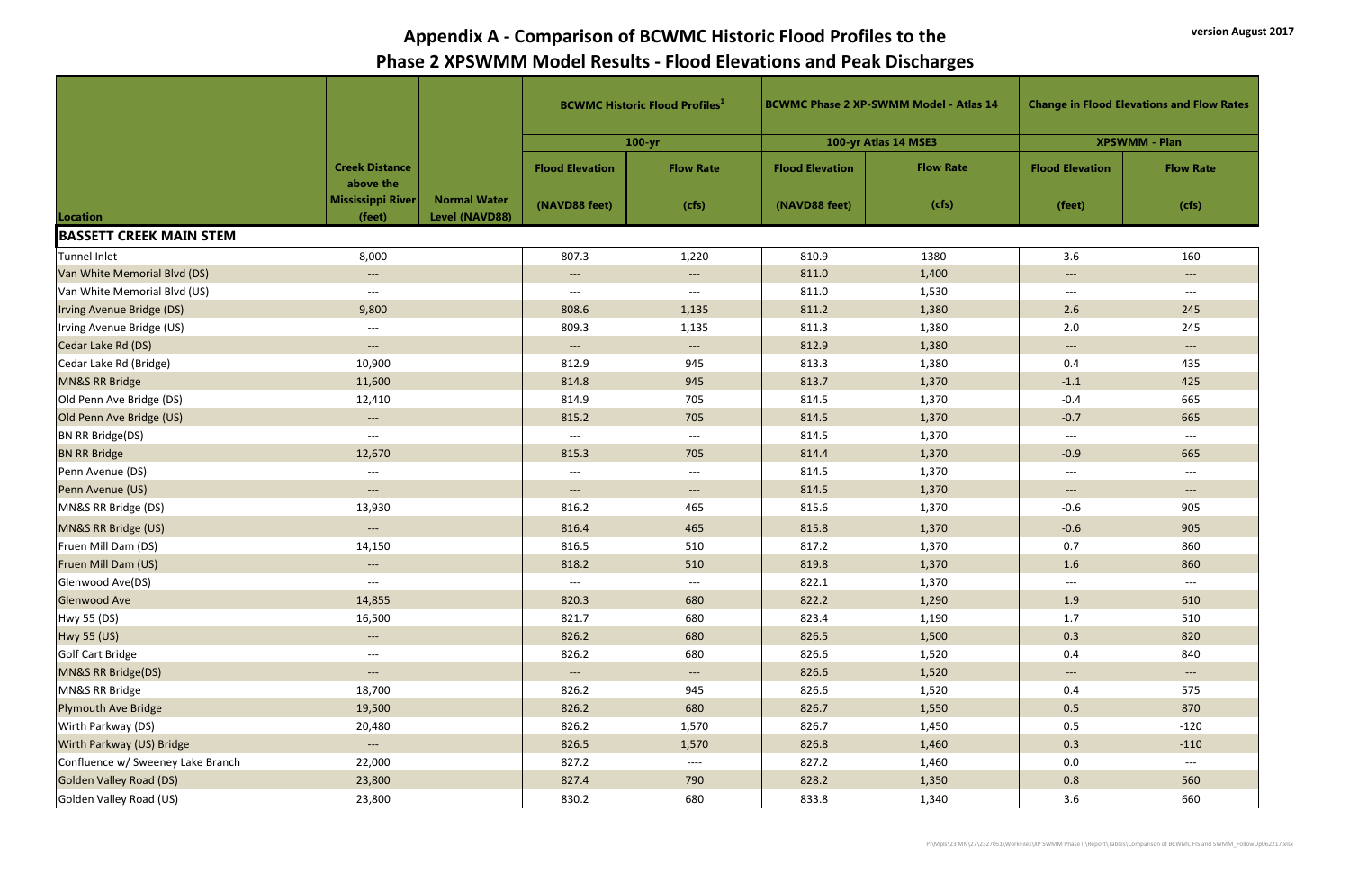# Appendix A - Comparison of BCWMC Historic Flood Profiles to the Phase 2 XPSWMM Model Results - Flood Elevations and Peak Discharges

version August 2017

| Location | Creek Distance above the Mississippi River (feet) | Normal Water Level (NAVD88) | BCWMC Historic Flood Profiles[1] | | BCWMC Phase 2 XP-SWMM Model - Atlas 14 | | Change in Flood Elevations and Flow Rates | |
|---|---|---|---|---|---|---|---|---|
| | | | 100-yr | | 100-yr Atlas 14 MSE3 | | XPSWMM - Plan | |
| | | | Flood Elevation (NAVD88 feet) | Flow Rate (cfs) | Flood Elevation (NAVD88 feet) | Flow Rate (cfs) | Flood Elevation (feet) | Flow Rate (cfs) |
| **BASSETT CREEK MAIN STEM** | | | | | | | | |
| Tunnel Inlet | 8,000 | | 807.3 | 1,220 | 810.9 | 1380 | 3.6 | 160 |
| Van White Memorial Blvd (DS) | --- | | --- | --- | 811.0 | 1,400 | --- | --- |
| Van White Memorial Blvd (US) | --- | | --- | --- | 811.0 | 1,530 | --- | --- |
| Irving Avenue Bridge (DS) | 9,800 | | 808.6 | 1,135 | 811.2 | 1,380 | 2.6 | 245 |
| Irving Avenue Bridge (US) | --- | | 809.3 | 1,135 | 811.3 | 1,380 | 2.0 | 245 |
| Cedar Lake Rd (DS) | --- | | --- | --- | 812.9 | 1,380 | --- | --- |
| Cedar Lake Rd (Bridge) | 10,900 | | 812.9 | 945 | 813.3 | 1,380 | 0.4 | 435 |
| MN&S RR Bridge | 11,600 | | 814.8 | 945 | 813.7 | 1,370 | -1.1 | 425 |
| Old Penn Ave Bridge (DS) | 12,410 | | 814.9 | 705 | 814.5 | 1,370 | -0.4 | 665 |
| Old Penn Ave Bridge (US) | --- | | 815.2 | 705 | 814.5 | 1,370 | -0.7 | 665 |
| BN RR Bridge(DS) | --- | | --- | --- | 814.5 | 1,370 | --- | --- |
| BN RR Bridge | 12,670 | | 815.3 | 705 | 814.4 | 1,370 | -0.9 | 665 |
| Penn Avenue (DS) | --- | | --- | --- | 814.5 | 1,370 | --- | --- |
| Penn Avenue (US) | --- | | --- | --- | 814.5 | 1,370 | --- | --- |
| MN&S RR Bridge (DS) | 13,930 | | 816.2 | 465 | 815.6 | 1,370 | -0.6 | 905 |
| MN&S RR Bridge (US) | --- | | 816.4 | 465 | 815.8 | 1,370 | -0.6 | 905 |
| Fruen Mill Dam (DS) | 14,150 | | 816.5 | 510 | 817.2 | 1,370 | 0.7 | 860 |
| Fruen Mill Dam (US) | --- | | 818.2 | 510 | 819.8 | 1,370 | 1.6 | 860 |
| Glenwood Ave(DS) | --- | | --- | --- | 822.1 | 1,370 | --- | --- |
| Glenwood Ave | 14,855 | | 820.3 | 680 | 822.2 | 1,290 | 1.9 | 610 |
| Hwy 55 (DS) | 16,500 | | 821.7 | 680 | 823.4 | 1,190 | 1.7 | 510 |
| Hwy 55 (US) | --- | | 826.5 | 680 | 826.5 | 1,500 | 0.3 | 820 |
| Golf Cart Bridge | --- | | 826.2 | 680 | 826.6 | 1,520 | 0.4 | 840 |
| MN&S RR Bridge(DS) | --- | | --- | --- | 826.6 | 1,520 | --- | --- |
| MN&S RR Bridge | 18,700 | | 826.2 | 945 | 826.6 | 1,520 | 0.4 | 575 |
| Plymouth Ave Bridge | 19,500 | | 826.2 | 680 | 826.7 | 1,550 | 0.5 | 870 |
| Wirth Parkway (DS) | 20,480 | | 826.2 | 1,570 | 826.7 | 1,450 | 0.5 | -120 |
| Wirth Parkway (US) Bridge | --- | | 826.5 | 1,570 | 826.8 | 1,460 | 0.3 | -110 |
| Confluence w/ Sweeney Lake Branch | 22,000 | | 827.2 | ---- | 827.2 | 1,460 | 0.0 | --- |
| Golden Valley Road (DS) | 23,800 | | 827.4 | 790 | 828.2 | 1,350 | 0.8 | 560 |
| Golden Valley Road (US) | 23,800 | | 830.2 | 680 | 833.8 | 1,340 | 3.6 | 660 |

P:\Mpls\23 MN\27\2327051\WorkFiles\XP SWMM Phase II\Report\Tables\Comparison of BCWMC FIS and SWMM_FollowUp062217.xlsx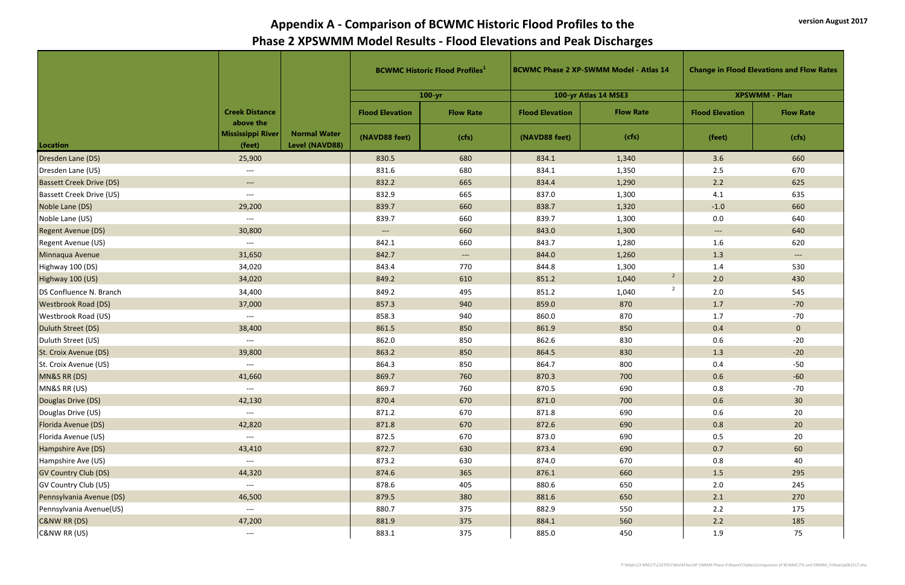# Appendix A - Comparison of BCWMC Historic Flood Profiles to the Phase 2 XPSWMM Model Results - Flood Elevations and Peak Discharges

version August 2017

| Location | Creek Distance above the Mississippi River (feet) | Normal Water Level (NAVD88) | BCWMC Historic Flood Profiles[1] | | BCWMC Phase 2 XP-SWMM Model - Atlas 14 | | Change in Flood Elevations and Flow Rates | |
|---|---|---|---|---|---|---|---|---|
| | | | 100-yr | | 100-yr Atlas 14 MSE3 | | XPSWMM - Plan | |
| | | | Flood Elevation (NAVD88 feet) | Flow Rate (cfs) | Flood Elevation (NAVD88 feet) | Flow Rate (cfs) | Flood Elevation (feet) | Flow Rate (cfs) |
| Dresden Lane (DS) | 25,900 | | 830.5 | 680 | 834.1 | 1,340 | 3.6 | 660 |
| Dresden Lane (US) | --- | | 831.6 | 680 | 834.1 | 1,350 | 2.5 | 670 |
| Bassett Creek Drive (DS) | --- | | 832.2 | 665 | 834.4 | 1,290 | 2.2 | 625 |
| Bassett Creek Drive (US) | --- | | 832.9 | 665 | 837.0 | 1,300 | 4.1 | 635 |
| Noble Lane (DS) | 29,200 | | 839.7 | 660 | 838.7 | 1,320 | -1.0 | 660 |
| Noble Lane (US) | --- | | 839.7 | 660 | 839.7 | 1,300 | 0.0 | 640 |
| Regent Avenue (DS) | 30,800 | | --- | 660 | 843.0 | 1,300 | --- | 640 |
| Regent Avenue (US) | --- | | 842.1 | 660 | 843.7 | 1,280 | 1.6 | 620 |
| Minnaqua Avenue | 31,650 | | 842.7 | --- | 844.0 | 1,260 | 1.3 | --- |
| Highway 100 (DS) | 34,020 | | 843.4 | 770 | 844.8 | 1,300 | 1.4 | 530 |
| Highway 100 (US) | 34,020 | | 849.2 | 610 | 851.2 | 1,040 [2] | 2.0 | 430 |
| DS Confluence N. Branch | 34,400 | | 849.2 | 495 | 851.2 | 1,040 [2] | 2.0 | 545 |
| Westbrook Road (DS) | 37,000 | | 857.3 | 940 | 859.0 | 870 | 1.7 | -70 |
| Westbrook Road (US) | --- | | 858.3 | 940 | 860.0 | 870 | 1.7 | -70 |
| Duluth Street (DS) | 38,400 | | 861.5 | 850 | 861.9 | 850 | 0.4 | 0 |
| Duluth Street (US) | --- | | 862.0 | 850 | 862.6 | 830 | 0.6 | -20 |
| St. Croix Avenue (DS) | 39,800 | | 863.2 | 850 | 864.5 | 830 | 1.3 | -20 |
| St. Croix Avenue (US) | --- | | 864.3 | 850 | 864.7 | 800 | 0.4 | -50 |
| MN&S RR (DS) | 41,660 | | 869.7 | 760 | 870.3 | 700 | 0.6 | -60 |
| MN&S RR (US) | --- | | 869.7 | 760 | 870.5 | 690 | 0.8 | -70 |
| Douglas Drive (DS) | 42,130 | | 870.4 | 670 | 871.0 | 700 | 0.6 | 30 |
| Douglas Drive (US) | --- | | 871.2 | 670 | 871.8 | 690 | 0.6 | 20 |
| Florida Avenue (DS) | 42,820 | | 871.8 | 670 | 872.6 | 690 | 0.8 | 20 |
| Florida Avenue (US) | --- | | 872.5 | 670 | 873.0 | 690 | 0.5 | 20 |
| Hampshire Ave (DS) | 43,410 | | 872.7 | 630 | 873.4 | 690 | 0.7 | 60 |
| Hampshire Ave (US) | --- | | 873.2 | 630 | 874.0 | 670 | 0.8 | 40 |
| GV Country Club (DS) | 44,320 | | 874.6 | 365 | 876.1 | 660 | 1.5 | 295 |
| GV Country Club (US) | --- | | 878.6 | 405 | 880.6 | 650 | 2.0 | 245 |
| Pennsylvania Avenue (DS) | 46,500 | | 879.5 | 380 | 881.6 | 650 | 2.1 | 270 |
| Pennsylvania Avenue(US) | --- | | 880.7 | 375 | 882.9 | 550 | 2.2 | 175 |
| C&NW RR (DS) | 47,200 | | 881.9 | 375 | 884.1 | 560 | 2.2 | 185 |
| C&NW RR (US) | --- | | 883.1 | 375 | 885.0 | 450 | 1.9 | 75 |

P:\Mpls\23 MN\27\2327051\WorkFiles\XP SWMM Phase II\Report\Tables\Comparison of BCWMC FIS and SWMM_FollowUp062217.xlsx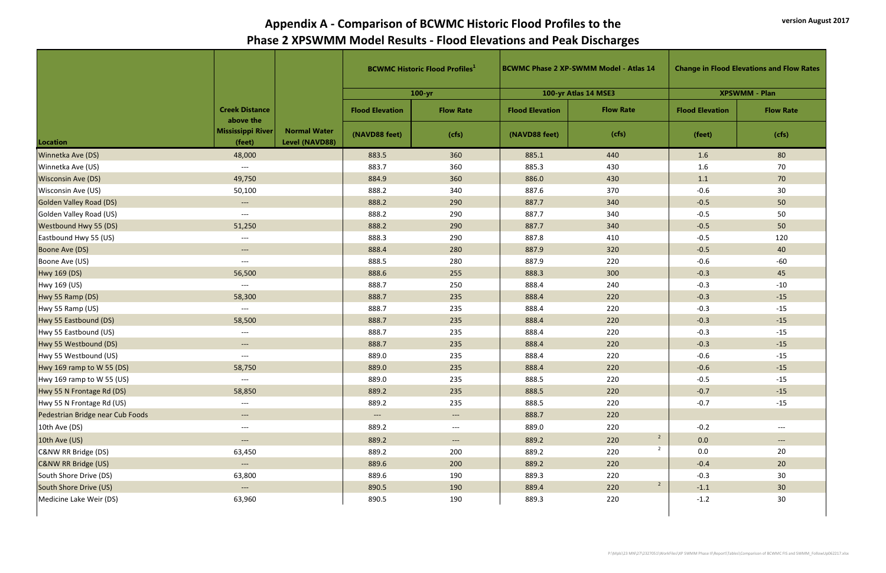# Appendix A - Comparison of BCWMC Historic Flood Profiles to the Phase 2 XPSWMM Model Results - Flood Elevations and Peak Discharges

version August 2017

| Location | Creek Distance above the Mississippi River (feet) | Normal Water Level (NAVD88) | BCWMC Historic Flood Profiles[1] | | BCWMC Phase 2 XP-SWMM Model - Atlas 14 | | Change in Flood Elevations and Flow Rates | |
|---|---|---|---|---|---|---|---|---|
| | | | 100-yr | | 100-yr Atlas 14 MSE3 | | XPSWMM - Plan | |
| | | | Flood Elevation (NAVD88 feet) | Flow Rate (cfs) | Flood Elevation (NAVD88 feet) | Flow Rate (cfs) | Flood Elevation (feet) | Flow Rate (cfs) |
| Winnetka Ave (DS) | 48,000 | | 883.5 | 360 | 885.1 | 440 | 1.6 | 80 |
| Winnetka Ave (US) | --- | | 883.7 | 360 | 885.3 | 430 | 1.6 | 70 |
| Wisconsin Ave (DS) | 49,750 | | 884.9 | 360 | 886.0 | 430 | 1.1 | 70 |
| Wisconsin Ave (US) | 50,100 | | 888.2 | 340 | 887.6 | 370 | -0.6 | 30 |
| Golden Valley Road (DS) | --- | | 888.2 | 290 | 887.7 | 340 | -0.5 | 50 |
| Golden Valley Road (US) | --- | | 888.2 | 290 | 887.7 | 340 | -0.5 | 50 |
| Westbound Hwy 55 (DS) | 51,250 | | 888.2 | 290 | 887.7 | 340 | -0.5 | 50 |
| Eastbound Hwy 55 (US) | --- | | 888.3 | 290 | 887.8 | 410 | -0.5 | 120 |
| Boone Ave (DS) | --- | | 888.4 | 280 | 887.9 | 320 | -0.5 | 40 |
| Boone Ave (US) | --- | | 888.5 | 280 | 887.9 | 220 | -0.6 | -60 |
| Hwy 169 (DS) | 56,500 | | 888.6 | 255 | 888.3 | 300 | -0.3 | 45 |
| Hwy 169 (US) | --- | | 888.7 | 250 | 888.4 | 240 | -0.3 | -10 |
| Hwy 55 Ramp (DS) | 58,300 | | 888.7 | 235 | 888.4 | 220 | -0.3 | -15 |
| Hwy 55 Ramp (US) | --- | | 888.7 | 235 | 888.4 | 220 | -0.3 | -15 |
| Hwy 55 Eastbound (DS) | 58,500 | | 888.7 | 235 | 888.4 | 220 | -0.3 | -15 |
| Hwy 55 Eastbound (US) | --- | | 888.7 | 235 | 888.4 | 220 | -0.3 | -15 |
| Hwy 55 Westbound (DS) | --- | | 888.7 | 235 | 888.4 | 220 | -0.3 | -15 |
| Hwy 55 Westbound (US) | --- | | 889.0 | 235 | 888.4 | 220 | -0.6 | -15 |
| Hwy 169 ramp to W 55 (DS) | 58,750 | | 889.0 | 235 | 888.4 | 220 | -0.6 | -15 |
| Hwy 169 ramp to W 55 (US) | --- | | 889.0 | 235 | 888.5 | 220 | -0.5 | -15 |
| Hwy 55 N Frontage Rd (DS) | 58,850 | | 889.2 | 235 | 888.5 | 220 | -0.7 | -15 |
| Hwy 55 N Frontage Rd (US) | --- | | 889.2 | 235 | 888.5 | 220 | -0.7 | -15 |
| Pedestrian Bridge near Cub Foods | --- | | --- | --- | 888.7 | 220 | | |
| 10th Ave (DS) | --- | | 889.2 | --- | 889.0 | 220 | -0.2 | --- |
| 10th Ave (US) | --- | | 889.2 | --- | 889.2 | 220 [2] | 0.0 | --- |
| C&NW RR Bridge (DS) | 63,450 | | 889.2 | 200 | 889.2 | 220 [2] | 0.0 | 20 |
| C&NW RR Bridge (US) | --- | | 889.6 | 200 | 889.2 | 220 | -0.4 | 20 |
| South Shore Drive (DS) | 63,800 | | 889.6 | 190 | 889.3 | 220 | -0.3 | 30 |
| South Shore Drive (US) | --- | | 890.5 | 190 | 889.4 | 220 [2] | -1.1 | 30 |
| Medicine Lake Weir (DS) | 63,960 | | 890.5 | 190 | 889.3 | 220 | -1.2 | 30 |

P:\Mpls\23 MN\27\2327051\WorkFiles\XP SWMM Phase II\Report\Tables\Comparison of BCWMC FIS and SWMM_FollowUp062217.xlsx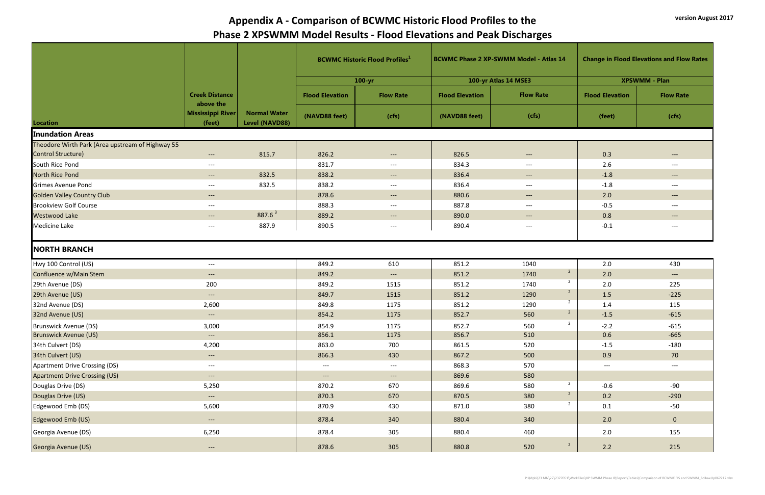# Appendix A - Comparison of BCWMC Historic Flood Profiles to the Phase 2 XPSWMM Model Results - Flood Elevations and Peak Discharges

version August 2017

| Location | Creek Distance above the Mississippi River (feet) | Normal Water Level (NAVD88) | BCWMC Historic Flood Profiles[1] | | BCWMC Phase 2 XP-SWMM Model - Atlas 14 | | Change in Flood Elevations and Flow Rates | |
|---|---|---|---|---|---|---|---|---|
| | | | 100-yr | | 100-yr Atlas 14 MSE3 | | XPSWMM - Plan | |
| | | | Flood Elevation (NAVD88 feet) | Flow Rate (cfs) | Flood Elevation (NAVD88 feet) | Flow Rate (cfs) | Flood Elevation (feet) | Flow Rate (cfs) |
| **Inundation Areas** | | | | | | | | |
| Theodore Wirth Park (Area upstream of Highway 55 Control Structure) | --- | 815.7 | 826.2 | --- | 826.5 | --- | 0.3 | --- |
| South Rice Pond | --- | | 831.7 | --- | 834.3 | --- | 2.6 | --- |
| North Rice Pond | --- | 832.5 | 838.2 | --- | 836.4 | --- | -1.8 | --- |
| Grimes Avenue Pond | --- | 832.5 | 838.2 | --- | 836.4 | --- | -1.8 | --- |
| Golden Valley Country Club | --- | | 878.6 | --- | 880.6 | --- | 2.0 | --- |
| Brookview Golf Course | --- | | 888.3 | --- | 887.8 | --- | -0.5 | --- |
| Westwood Lake | --- | 887.6 [3] | 889.2 | --- | 890.0 | --- | 0.8 | --- |
| Medicine Lake | --- | 887.9 | 890.5 | --- | 890.4 | --- | -0.1 | --- |
| **NORTH BRANCH** | | | | | | | | |
| Hwy 100 Control (US) | --- | | 849.2 | 610 | 851.2 | 1040 | 2.0 | 430 |
| Confluence w/Main Stem | --- | | 849.2 | --- | 851.2 | 1740 [2] | 2.0 | --- |
| 29th Avenue (DS) | 200 | | 849.2 | 1515 | 851.2 | 1740 [2] | 2.0 | 225 |
| 29th Avenue (US) | --- | | 849.7 | 1515 | 851.2 | 1290 [2] | 1.5 | -225 |
| 32nd Avenue (DS) | 2,600 | | 849.8 | 1175 | 851.2 | 1290 [2] | 1.4 | 115 |
| 32nd Avenue (US) | --- | | 854.2 | 1175 | 852.7 | 560 [2] | -1.5 | -615 |
| Brunswick Avenue (DS) | 3,000 | | 854.9 | 1175 | 852.7 | 560 [2] | -2.2 | -615 |
| Brunswick Avenue (US) | --- | | 856.1 | 1175 | 856.7 | 510 | 0.6 | -665 |
| 34th Culvert (DS) | 4,200 | | 863.0 | 700 | 861.5 | 520 | -1.5 | -180 |
| 34th Culvert (US) | --- | | 866.3 | 430 | 867.2 | 500 | 0.9 | 70 |
| Apartment Drive Crossing (DS) | --- | | --- | --- | 868.3 | 570 | --- | --- |
| Apartment Drive Crossing (US) | --- | | --- | --- | 869.6 | 580 | | |
| Douglas Drive (DS) | 5,250 | | 870.2 | 670 | 869.6 | 580 [2] | -0.6 | -90 |
| Douglas Drive (US) | --- | | 870.3 | 670 | 870.5 | 380 [2] | 0.2 | -290 |
| Edgewood Emb (DS) | 5,600 | | 870.9 | 430 | 871.0 | 380 [2] | 0.1 | -50 |
| Edgewood Emb (US) | --- | | 878.4 | 340 | 880.4 | 340 | 2.0 | 0 |
| Georgia Avenue (DS) | 6,250 | | 878.4 | 305 | 880.4 | 460 | 2.0 | 155 |
| Georgia Avenue (US) | --- | | 878.6 | 305 | 880.8 | 520 [2] | 2.2 | 215 |

P:\Mpls\23 MN\27\2327051\WorkFiles\XP SWMM Phase II\Report\Tables\Comparison of BCWMC FIS and SWMM_FollowUp062217.xlsx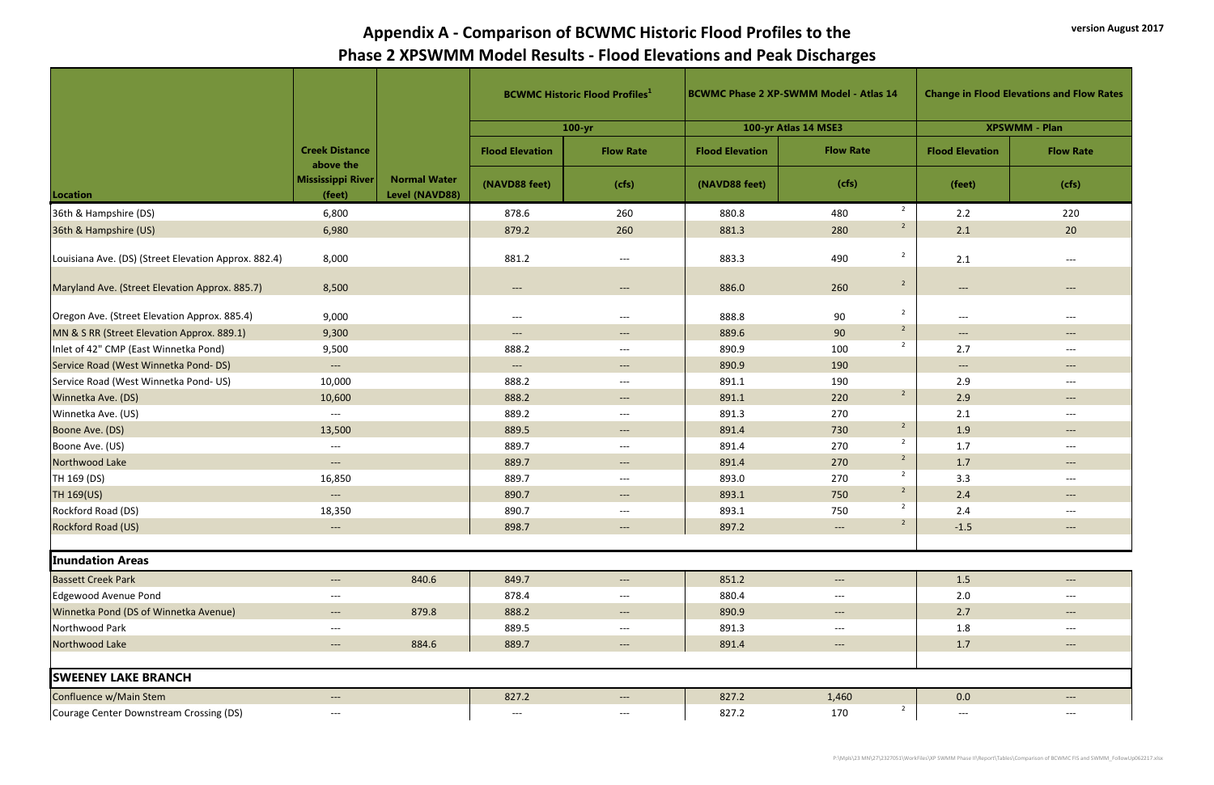# Appendix A - Comparison of BCWMC Historic Flood Profiles to the Phase 2 XPSWMM Model Results - Flood Elevations and Peak Discharges

version August 2017

| | | | BCWMC Historic Flood Profiles[1] | | BCWMC Phase 2 XP-SWMM Model - Atlas 14 | | Change in Flood Elevations and Flow Rates | |
|---|---|---|---|---|---|---|---|---|
| | | | 100-yr | | 100-yr Atlas 14 MSE3 | | XPSWMM - Plan | |
| | Creek Distance above the | | Flood Elevation | Flow Rate | Flood Elevation | Flow Rate | Flood Elevation | Flow Rate |
| Location | Mississippi River (feet) | Normal Water Level (NAVD88) | (NAVD88 feet) | (cfs) | (NAVD88 feet) | (cfs) | (feet) | (cfs) |
| 36th & Hampshire (DS) | 6,800 | | 878.6 | 260 | 880.8 | 480 [2] | 2.2 | 220 |
| 36th & Hampshire (US) | 6,980 | | 879.2 | 260 | 881.3 | 280 [2] | 2.1 | 20 |
| Louisiana Ave. (DS) (Street Elevation Approx. 882.4) | 8,000 | | 881.2 | --- | 883.3 | 490 [2] | 2.1 | --- |
| Maryland Ave. (Street Elevation Approx. 885.7) | 8,500 | | --- | --- | 886.0 | 260 [2] | --- | --- |
| Oregon Ave. (Street Elevation Approx. 885.4) | 9,000 | | --- | --- | 888.8 | 90 [2] | --- | --- |
| MN & S RR (Street Elevation Approx. 889.1) | 9,300 | | --- | --- | 889.6 | 90 [2] | --- | --- |
| Inlet of 42" CMP (East Winnetka Pond) | 9,500 | | 888.2 | --- | 890.9 | 100 [2] | 2.7 | --- |
| Service Road (West Winnetka Pond- DS) | --- | | --- | --- | 890.9 | 190 | --- | --- |
| Service Road (West Winnetka Pond- US) | 10,000 | | 888.2 | --- | 891.1 | 190 | 2.9 | --- |
| Winnetka Ave. (DS) | 10,600 | | 888.2 | --- | 891.1 | 220 [2] | 2.9 | --- |
| Winnetka Ave. (US) | --- | | 889.2 | --- | 891.3 | 270 | 2.1 | --- |
| Boone Ave. (DS) | 13,500 | | 889.5 | --- | 891.4 | 730 [2] | 1.9 | --- |
| Boone Ave. (US) | --- | | 889.7 | --- | 891.4 | 270 [2] | 1.7 | --- |
| Northwood Lake | --- | | 889.7 | --- | 891.4 | 270 [2] | 1.7 | --- |
| TH 169 (DS) | 16,850 | | 889.7 | --- | 893.0 | 270 [2] | 3.3 | --- |
| TH 169(US) | --- | | 890.7 | --- | 893.1 | 750 [2] | 2.4 | --- |
| Rockford Road (DS) | 18,350 | | 890.7 | --- | 893.1 | 750 [2] | 2.4 | --- |
| Rockford Road (US) | --- | | 898.7 | --- | 897.2 | --- [2] | -1.5 | --- |
| **Inundation Areas** | | | | | | | | |
| Bassett Creek Park | --- | 840.6 | 849.7 | --- | 851.2 | --- | 1.5 | --- |
| Edgewood Avenue Pond | --- | | 878.4 | --- | 880.4 | --- | 2.0 | --- |
| Winnetka Pond (DS of Winnetka Avenue) | --- | 879.8 | 888.2 | --- | 890.9 | --- | 2.7 | --- |
| Northwood Park | --- | | 889.5 | --- | 891.3 | --- | 1.8 | --- |
| Northwood Lake | --- | 884.6 | 889.7 | --- | 891.4 | --- | 1.7 | --- |
| **SWEENEY LAKE BRANCH** | | | | | | | | |
| Confluence w/Main Stem | --- | | 827.2 | --- | 827.2 | 1,460 | 0.0 | --- |
| Courage Center Downstream Crossing (DS) | --- | | --- | --- | 827.2 | 170 [2] | --- | --- |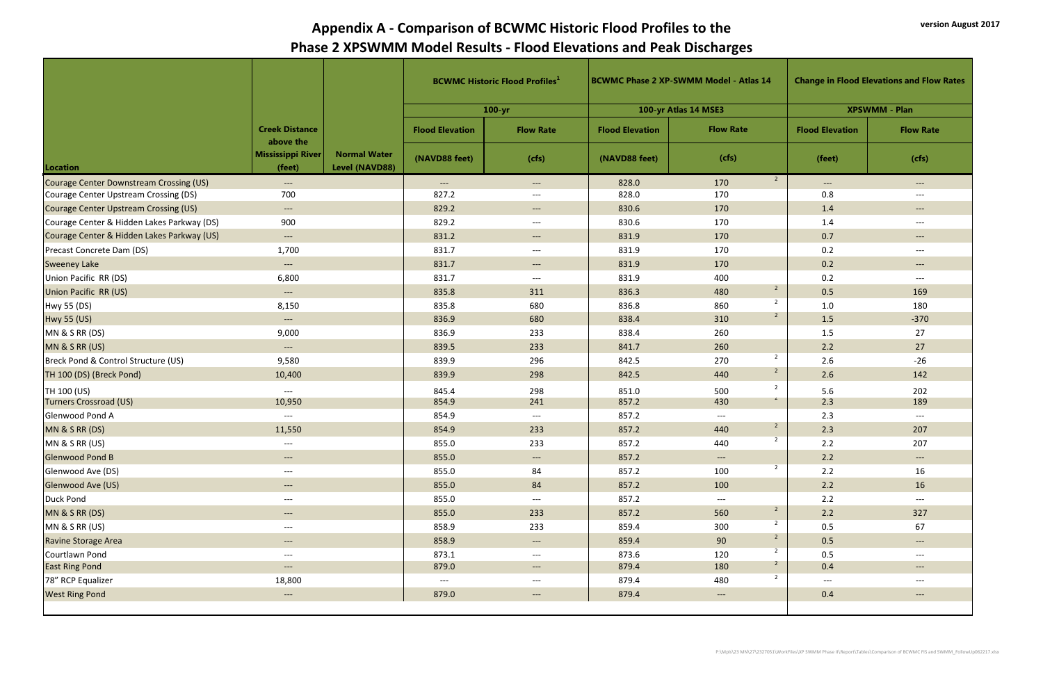# Appendix A - Comparison of BCWMC Historic Flood Profiles to the Phase 2 XPSWMM Model Results - Flood Elevations and Peak Discharges

version August 2017

| | | | BCWMC Historic Flood Profiles[1] | | BCWMC Phase 2 XP-SWMM Model - Atlas 14 | | Change in Flood Elevations and Flow Rates | |
|---|---|---|---|---|---|---|---|---|
| | | | 100-yr | | 100-yr Atlas 14 MSE3 | | XPSWMM - Plan | |
| | Creek Distance above the | | Flood Elevation | Flow Rate | Flood Elevation | Flow Rate | Flood Elevation | Flow Rate |
| Location | Mississippi River (feet) | Normal Water Level (NAVD88) | (NAVD88 feet) | (cfs) | (NAVD88 feet) | (cfs) | (feet) | (cfs) |
| Courage Center Downstream Crossing (US) | --- | | --- | --- | 828.0 | 170 [2] | --- | --- |
| Courage Center Upstream Crossing (DS) | 700 | | 827.2 | --- | 828.0 | 170 | 0.8 | --- |
| Courage Center Upstream Crossing (US) | --- | | 829.2 | --- | 830.6 | 170 | 1.4 | --- |
| Courage Center & Hidden Lakes Parkway (DS) | 900 | | 829.2 | --- | 830.6 | 170 | 1.4 | --- |
| Courage Center & Hidden Lakes Parkway (US) | --- | | 831.2 | --- | 831.9 | 170 | 0.7 | --- |
| Precast Concrete Dam (DS) | 1,700 | | 831.7 | --- | 831.9 | 170 | 0.2 | --- |
| Sweeney Lake | --- | | 831.7 | --- | 831.9 | 170 | 0.2 | --- |
| Union Pacific RR (DS) | 6,800 | | 831.7 | --- | 831.9 | 400 | 0.2 | --- |
| Union Pacific RR (US) | --- | | 835.8 | 311 | 836.3 | 480 [2] | 0.5 | 169 |
| Hwy 55 (DS) | 8,150 | | 835.8 | 680 | 836.8 | 860 [2] | 1.0 | 180 |
| Hwy 55 (US) | --- | | 836.9 | 680 | 838.4 | 310 [2] | 1.5 | -370 |
| MN & S RR (DS) | 9,000 | | 836.9 | 233 | 838.4 | 260 | 1.5 | 27 |
| MN & S RR (US) | --- | | 839.5 | 233 | 841.7 | 260 | 2.2 | 27 |
| Breck Pond & Control Structure (US) | 9,580 | | 839.9 | 296 | 842.5 | 270 [2] | 2.6 | -26 |
| TH 100 (DS) (Breck Pond) | 10,400 | | 839.9 | 298 | 842.5 | 440 [2] | 2.6 | 142 |
| TH 100 (US) | --- | | 845.4 | 298 | 851.0 | 500 [2] | 5.6 | 202 |
| Turners Crossroad (US) | 10,950 | | 854.9 | 241 | 857.2 | 430 [2] | 2.3 | 189 |
| Glenwood Pond A | --- | | 854.9 | --- | 857.2 | --- | 2.3 | --- |
| MN & S RR (DS) | 11,550 | | 854.9 | 233 | 857.2 | 440 [2] | 2.3 | 207 |
| MN & S RR (US) | --- | | 855.0 | 233 | 857.2 | 440 [2] | 2.2 | 207 |
| Glenwood Pond B | --- | | 855.0 | --- | 857.2 | --- | 2.2 | --- |
| Glenwood Ave (DS) | --- | | 855.0 | 84 | 857.2 | 100 [2] | 2.2 | 16 |
| Glenwood Ave (US) | --- | | 855.0 | 84 | 857.2 | 100 | 2.2 | 16 |
| Duck Pond | --- | | 855.0 | --- | 857.2 | --- | 2.2 | --- |
| MN & S RR (DS) | --- | | 855.0 | 233 | 857.2 | 560 [2] | 2.2 | 327 |
| MN & S RR (US) | --- | | 858.9 | 233 | 859.4 | 300 [2] | 0.5 | 67 |
| Ravine Storage Area | --- | | 858.9 | --- | 859.4 | 90 [2] | 0.5 | --- |
| Courtlawn Pond | --- | | 873.1 | --- | 873.6 | 120 [2] | 0.5 | --- |
| East Ring Pond | --- | | 879.0 | --- | 879.4 | 180 [2] | 0.4 | --- |
| 78" RCP Equalizer | 18,800 | | --- | --- | 879.4 | 480 [2] | --- | --- |
| West Ring Pond | --- | | 879.0 | --- | 879.4 | --- | 0.4 | --- |

P:\Mpls\23 MN\27\2327051\WorkFiles\XP SWMM Phase II\Report\Tables\Comparison of BCWMC FIS and SWMM_FollowUp062217.xlsx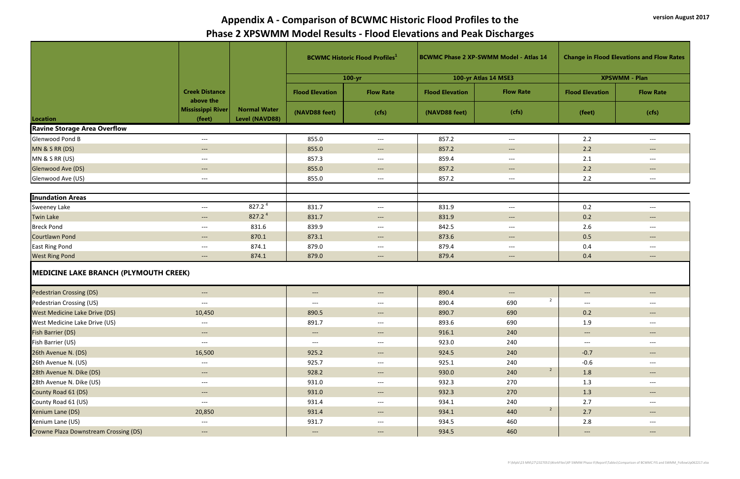# Appendix A - Comparison of BCWMC Historic Flood Profiles to the Phase 2 XPSWMM Model Results - Flood Elevations and Peak Discharges

version August 2017

| Location | Creek Distance above the Mississippi River (feet) | Normal Water Level (NAVD88) | BCWMC Historic Flood Profiles[1] | | BCWMC Phase 2 XP-SWMM Model - Atlas 14 | | Change in Flood Elevations and Flow Rates | |
|---|---|---|---|---|---|---|---|---|
| | | | 100-yr | | 100-yr Atlas 14 MSE3 | | XPSWMM - Plan | |
| | | | Flood Elevation (NAVD88 feet) | Flow Rate (cfs) | Flood Elevation (NAVD88 feet) | Flow Rate (cfs) | Flood Elevation (feet) | Flow Rate (cfs) |
| **Ravine Storage Area Overflow** | | | | | | | | |
| Glenwood Pond B | --- | | 855.0 | --- | 857.2 | --- | 2.2 | --- |
| MN & S RR (DS) | --- | | 855.0 | --- | 857.2 | --- | 2.2 | --- |
| MN & S RR (US) | --- | | 857.3 | --- | 859.4 | --- | 2.1 | --- |
| Glenwood Ave (DS) | --- | | 855.0 | --- | 857.2 | --- | 2.2 | --- |
| Glenwood Ave (US) | --- | | 855.0 | --- | 857.2 | --- | 2.2 | --- |
| **Inundation Areas** | | | | | | | | |
| Sweeney Lake | --- | 827.2 [4] | 831.7 | --- | 831.9 | --- | 0.2 | --- |
| Twin Lake | --- | 827.2 [4] | 831.7 | --- | 831.9 | --- | 0.2 | --- |
| Breck Pond | --- | 831.6 | 839.9 | --- | 842.5 | --- | 2.6 | --- |
| Courtlawn Pond | --- | 870.1 | 873.1 | --- | 873.6 | --- | 0.5 | --- |
| East Ring Pond | --- | 874.1 | 879.0 | --- | 879.4 | --- | 0.4 | --- |
| West Ring Pond | --- | 874.1 | 879.0 | --- | 879.4 | --- | 0.4 | --- |
| **MEDICINE LAKE BRANCH (PLYMOUTH CREEK)** | | | | | | | | |
| Pedestrian Crossing (DS) | --- | | --- | --- | 890.4 | --- | --- | --- |
| Pedestrian Crossing (US) | --- | | --- | --- | 890.4 | 690 [2] | --- | --- |
| West Medicine Lake Drive (DS) | 10,450 | | 890.5 | --- | 890.7 | 690 | 0.2 | --- |
| West Medicine Lake Drive (US) | --- | | 891.7 | --- | 893.6 | 690 | 1.9 | --- |
| Fish Barrier (DS) | --- | | --- | --- | 916.1 | 240 | --- | --- |
| Fish Barrier (US) | --- | | --- | --- | 923.0 | 240 | --- | --- |
| 26th Avenue N. (DS) | 16,500 | | 925.2 | --- | 924.5 | 240 | -0.7 | --- |
| 26th Avenue N. (US) | --- | | 925.7 | --- | 925.1 | 240 | -0.6 | --- |
| 28th Avenue N. Dike (DS) | --- | | 928.2 | --- | 930.0 | 240 [2] | 1.8 | --- |
| 28th Avenue N. Dike (US) | --- | | 931.0 | --- | 932.3 | 270 | 1.3 | --- |
| County Road 61 (DS) | --- | | 931.0 | --- | 932.3 | 270 | 1.3 | --- |
| County Road 61 (US) | --- | | 931.4 | --- | 934.1 | 240 | 2.7 | --- |
| Xenium Lane (DS) | 20,850 | | 931.4 | --- | 934.1 | 440 [2] | 2.7 | --- |
| Xenium Lane (US) | --- | | 931.7 | --- | 934.5 | 460 | 2.8 | --- |
| Crowne Plaza Downstream Crossing (DS) | --- | | --- | --- | 934.5 | 460 | --- | --- |

P:\Mpls\23 MN\27\2327051\WorkFiles\XP SWMM Phase II\Report\Tables\Comparison of BCWMC FIS and SWMM_FollowUp062217.xlsx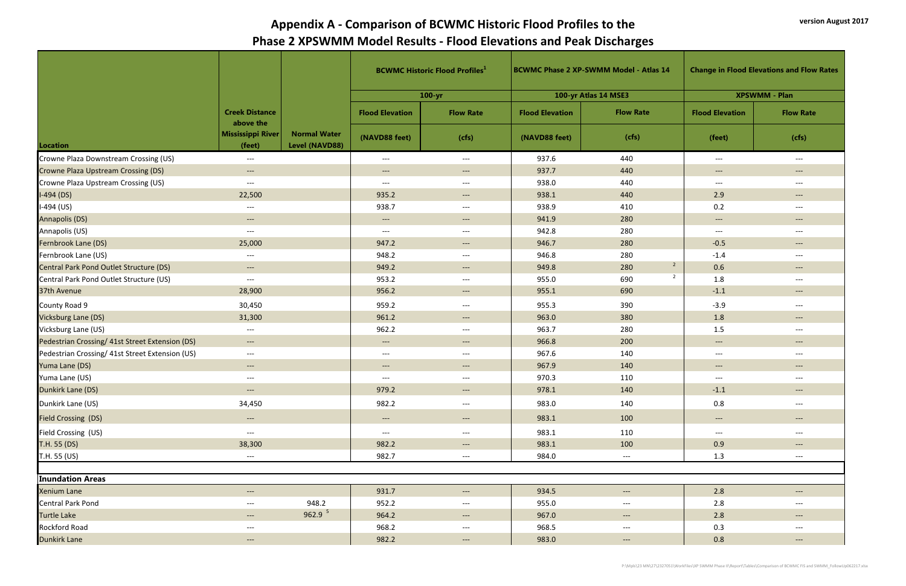# Appendix A - Comparison of BCWMC Historic Flood Profiles to the Phase 2 XPSWMM Model Results - Flood Elevations and Peak Discharges

version August 2017

| Location | Creek Distance above the Mississippi River (feet) | Normal Water Level (NAVD88) | BCWMC Historic Flood Profiles[1] | | BCWMC Phase 2 XP-SWMM Model - Atlas 14 | | Change in Flood Elevations and Flow Rates | |
|---|---|---|---|---|---|---|---|---|
| | | | 100-yr | | 100-yr Atlas 14 MSE3 | | XPSWMM - Plan | |
| | | | Flood Elevation | Flow Rate | Flood Elevation | Flow Rate | Flood Elevation | Flow Rate |
| | | | (NAVD88 feet) | (cfs) | (NAVD88 feet) | (cfs) | (feet) | (cfs) |
| Crowne Plaza Downstream Crossing (US) | --- | | --- | --- | 937.6 | 440 | --- | --- |
| Crowne Plaza Upstream Crossing (DS) | --- | | --- | --- | 937.7 | 440 | --- | --- |
| Crowne Plaza Upstream Crossing (US) | --- | | --- | --- | 938.0 | 440 | --- | --- |
| I-494 (DS) | 22,500 | | 935.2 | --- | 938.1 | 440 | 2.9 | --- |
| I-494 (US) | --- | | 938.7 | --- | 938.9 | 410 | 0.2 | --- |
| Annapolis (DS) | --- | | --- | --- | 941.9 | 280 | --- | --- |
| Annapolis (US) | --- | | --- | --- | 942.8 | 280 | --- | --- |
| Fernbrook Lane (DS) | 25,000 | | 947.2 | --- | 946.7 | 280 | -0.5 | --- |
| Fernbrook Lane (US) | --- | | 948.2 | --- | 946.8 | 280 | -1.4 | --- |
| Central Park Pond Outlet Structure (DS) | --- | | 949.2 | --- | 949.8 | 280 [2] | 0.6 | --- |
| Central Park Pond Outlet Structure (US) | --- | | 953.2 | --- | 955.0 | 690 [2] | 1.8 | --- |
| 37th Avenue | 28,900 | | 956.2 | --- | 955.1 | 690 | -1.1 | --- |
| County Road 9 | 30,450 | | 959.2 | --- | 955.3 | 390 | -3.9 | --- |
| Vicksburg Lane (DS) | 31,300 | | 961.2 | --- | 963.0 | 380 | 1.8 | --- |
| Vicksburg Lane (US) | --- | | 962.2 | --- | 963.7 | 280 | 1.5 | --- |
| Pedestrian Crossing/ 41st Street Extension (DS) | --- | | --- | --- | 966.8 | 200 | --- | --- |
| Pedestrian Crossing/ 41st Street Extension (US) | --- | | --- | --- | 967.6 | 140 | --- | --- |
| Yuma Lane (DS) | --- | | --- | --- | 967.9 | 140 | --- | --- |
| Yuma Lane (US) | --- | | --- | --- | 970.3 | 110 | --- | --- |
| Dunkirk Lane (DS) | --- | | 979.2 | --- | 978.1 | 140 | -1.1 | --- |
| Dunkirk Lane (US) | 34,450 | | 982.2 | --- | 983.0 | 140 | 0.8 | --- |
| Field Crossing (DS) | --- | | --- | --- | 983.1 | 100 | --- | --- |
| Field Crossing (US) | --- | | --- | --- | 983.1 | 110 | --- | --- |
| T.H. 55 (DS) | 38,300 | | 982.2 | --- | 983.1 | 100 | 0.9 | --- |
| T.H. 55 (US) | --- | | 982.7 | --- | 984.0 | --- | 1.3 | --- |
| **Inundation Areas** | | | | | | | | |
| Xenium Lane | --- | | 931.7 | --- | 934.5 | --- | 2.8 | --- |
| Central Park Pond | --- | 948.2 | 952.2 | --- | 955.0 | --- | 2.8 | --- |
| Turtle Lake | --- | 962.9 [5] | 964.2 | --- | 967.0 | --- | 2.8 | --- |
| Rockford Road | --- | | 968.2 | --- | 968.5 | --- | 0.3 | --- |
| Dunkirk Lane | --- | | 982.2 | --- | 983.0 | --- | 0.8 | --- |

P:\Mpls\23 MN\27\2327051\WorkFiles\XP SWMM Phase II\Report\Tables\Comparison of BCWMC FIS and SWMM_FollowUp062217.xlsx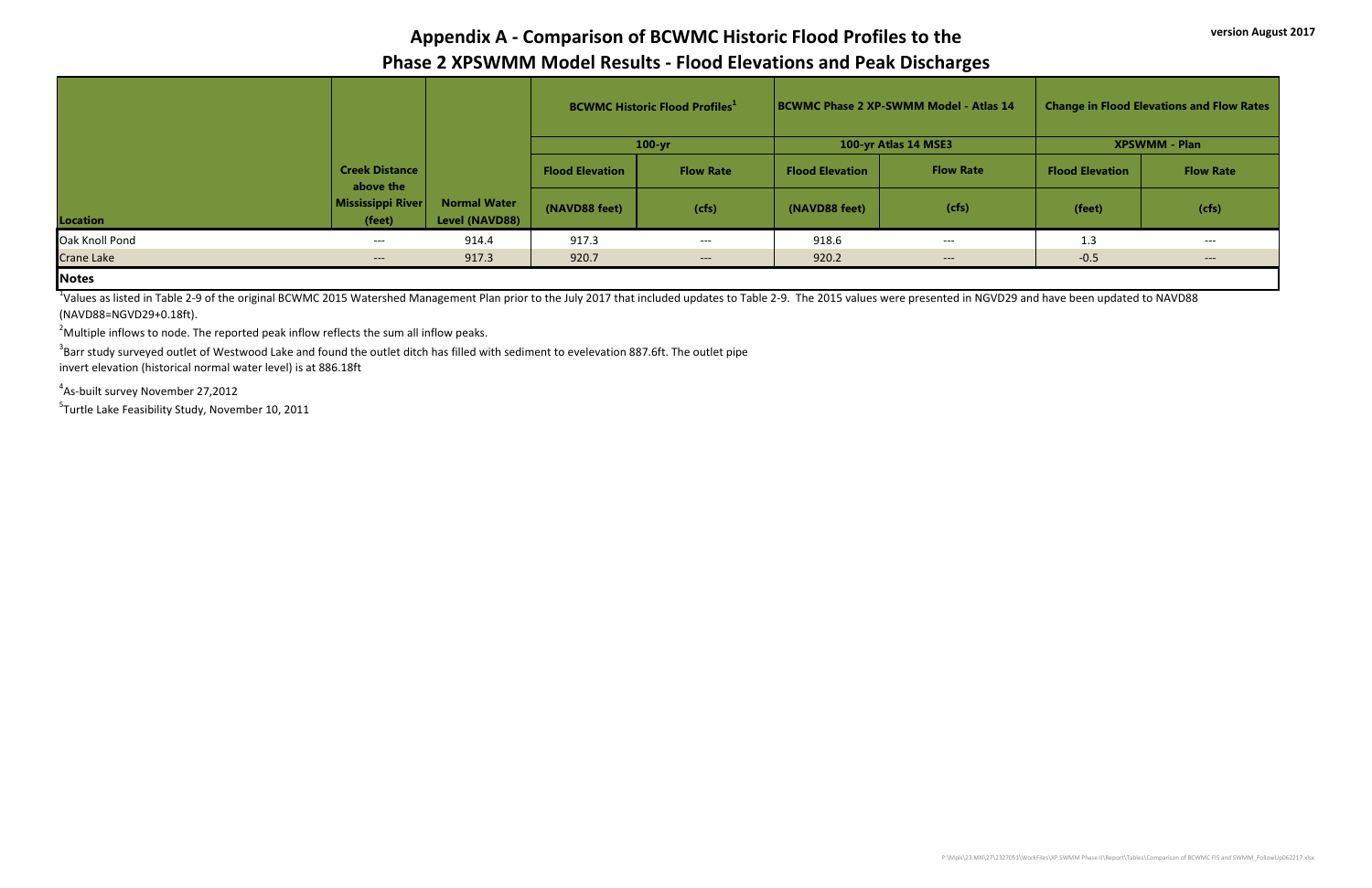# Appendix A - Comparison of BCWMC Historic Flood Profiles to the Phase 2 XPSWMM Model Results - Flood Elevations and Peak Discharges

version August 2017

| Location | Creek Distance above the Mississippi River (feet) | Normal Water Level (NAVD88) | BCWMC Historic Flood Profiles[1] | | BCWMC Phase 2 XP-SWMM Model - Atlas 14 | | Change in Flood Elevations and Flow Rates | |
|---|---|---|---|---|---|---|---|---|
| | | | 100-yr | | 100-yr Atlas 14 MSE3 | | XPSWMM - Plan | |
| | | | Flood Elevation (NAVD88 feet) | Flow Rate (cfs) | Flood Elevation (NAVD88 feet) | Flow Rate (cfs) | Flood Elevation (feet) | Flow Rate (cfs) |
| Oak Knoll Pond | --- | 914.4 | 917.3 | --- | 918.6 | --- | 1.3 | --- |
| Crane Lake | --- | 917.3 | 920.7 | --- | 920.2 | --- | -0.5 | --- |

**Notes**

[1]Values as listed in Table 2-9 of the original BCWMC 2015 Watershed Management Plan prior to the July 2017 that included updates to Table 2-9. The 2015 values were presented in NGVD29 and have been updated to NAVD88 (NAVD88=NGVD29+0.18ft).

[2]Multiple inflows to node. The reported peak inflow reflects the sum all inflow peaks.

[3]Barr study surveyed outlet of Westwood Lake and found the outlet ditch has filled with sediment to evelevation 887.6ft. The outlet pipe invert elevation (historical normal water level) is at 886.18ft

[4]As-built survey November 27,2012

[5]Turtle Lake Feasibility Study, November 10, 2011

P:\Mpls\23 MN\27\2327051\WorkFiles\XP SWMM Phase II\Report\Tables\Comparison of BCWMC FIS and SWMM_FollowUp062217.xlsx